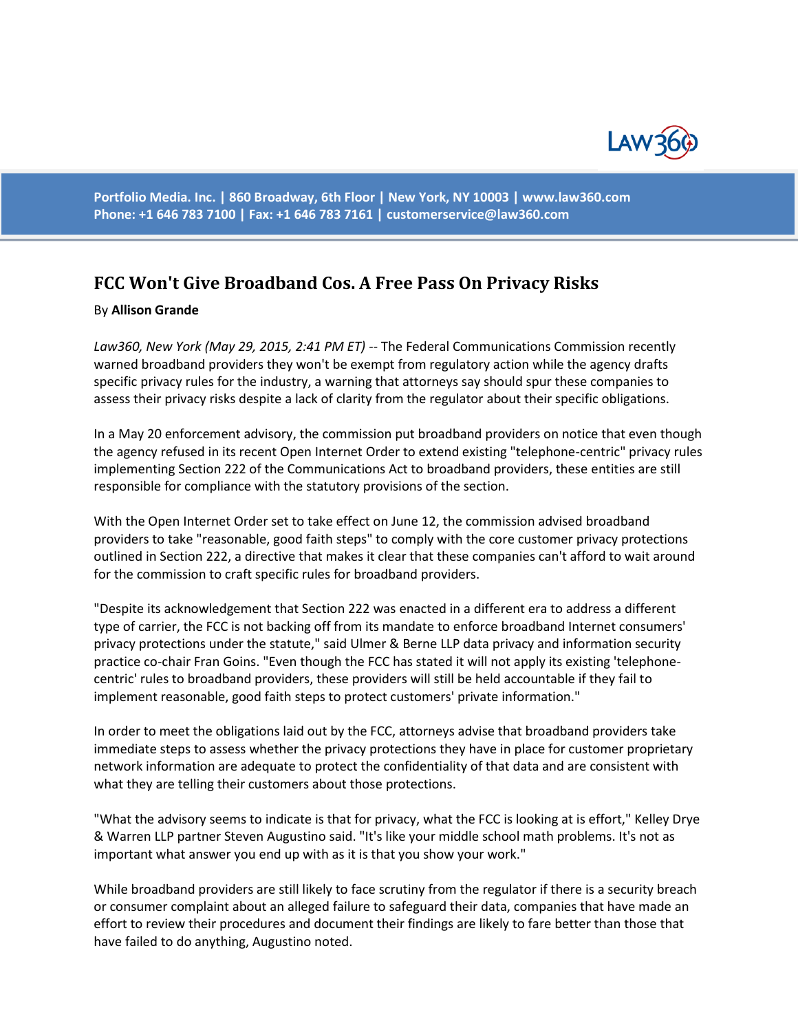Portfolio Media. Inc. | 860 Broadway, 6th Floor | New York, NY 10003 | www.law360.com
Phone: +1 646 783 7100 | Fax: +1 646 783 7161 | customerservice@law360.com

# FCC Won't Give Broadband Cos. A Free Pass On Privacy Risks

By **Allison Grande**

*Law360, New York (May 29, 2015, 2:41 PM ET)* -- The Federal Communications Commission recently warned broadband providers they won't be exempt from regulatory action while the agency drafts specific privacy rules for the industry, a warning that attorneys say should spur these companies to assess their privacy risks despite a lack of clarity from the regulator about their specific obligations.

In a May 20 enforcement advisory, the commission put broadband providers on notice that even though the agency refused in its recent Open Internet Order to extend existing "telephone-centric" privacy rules implementing Section 222 of the Communications Act to broadband providers, these entities are still responsible for compliance with the statutory provisions of the section.

With the Open Internet Order set to take effect on June 12, the commission advised broadband providers to take "reasonable, good faith steps" to comply with the core customer privacy protections outlined in Section 222, a directive that makes it clear that these companies can't afford to wait around for the commission to craft specific rules for broadband providers.

"Despite its acknowledgement that Section 222 was enacted in a different era to address a different type of carrier, the FCC is not backing off from its mandate to enforce broadband Internet consumers' privacy protections under the statute," said Ulmer & Berne LLP data privacy and information security practice co-chair Fran Goins. "Even though the FCC has stated it will not apply its existing 'telephone-centric' rules to broadband providers, these providers will still be held accountable if they fail to implement reasonable, good faith steps to protect customers' private information."

In order to meet the obligations laid out by the FCC, attorneys advise that broadband providers take immediate steps to assess whether the privacy protections they have in place for customer proprietary network information are adequate to protect the confidentiality of that data and are consistent with what they are telling their customers about those protections.

"What the advisory seems to indicate is that for privacy, what the FCC is looking at is effort," Kelley Drye & Warren LLP partner Steven Augustino said. "It's like your middle school math problems. It's not as important what answer you end up with as it is that you show your work."

While broadband providers are still likely to face scrutiny from the regulator if there is a security breach or consumer complaint about an alleged failure to safeguard their data, companies that have made an effort to review their procedures and document their findings are likely to fare better than those that have failed to do anything, Augustino noted.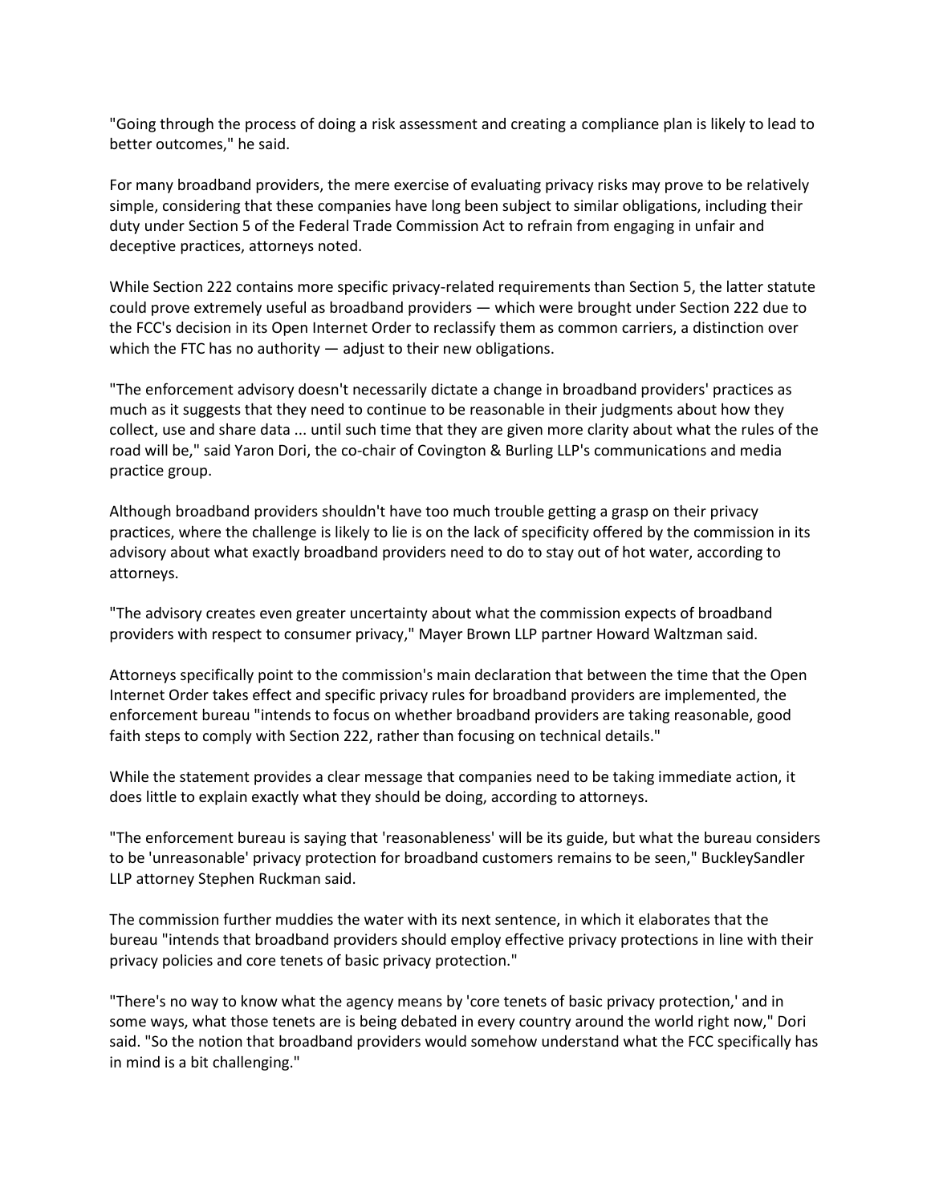"Going through the process of doing a risk assessment and creating a compliance plan is likely to lead to better outcomes," he said.

For many broadband providers, the mere exercise of evaluating privacy risks may prove to be relatively simple, considering that these companies have long been subject to similar obligations, including their duty under Section 5 of the Federal Trade Commission Act to refrain from engaging in unfair and deceptive practices, attorneys noted.

While Section 222 contains more specific privacy-related requirements than Section 5, the latter statute could prove extremely useful as broadband providers — which were brought under Section 222 due to the FCC's decision in its Open Internet Order to reclassify them as common carriers, a distinction over which the FTC has no authority — adjust to their new obligations.

"The enforcement advisory doesn't necessarily dictate a change in broadband providers' practices as much as it suggests that they need to continue to be reasonable in their judgments about how they collect, use and share data ... until such time that they are given more clarity about what the rules of the road will be," said Yaron Dori, the co-chair of Covington & Burling LLP's communications and media practice group.

Although broadband providers shouldn't have too much trouble getting a grasp on their privacy practices, where the challenge is likely to lie is on the lack of specificity offered by the commission in its advisory about what exactly broadband providers need to do to stay out of hot water, according to attorneys.

"The advisory creates even greater uncertainty about what the commission expects of broadband providers with respect to consumer privacy," Mayer Brown LLP partner Howard Waltzman said.

Attorneys specifically point to the commission's main declaration that between the time that the Open Internet Order takes effect and specific privacy rules for broadband providers are implemented, the enforcement bureau "intends to focus on whether broadband providers are taking reasonable, good faith steps to comply with Section 222, rather than focusing on technical details."

While the statement provides a clear message that companies need to be taking immediate action, it does little to explain exactly what they should be doing, according to attorneys.

"The enforcement bureau is saying that 'reasonableness' will be its guide, but what the bureau considers to be 'unreasonable' privacy protection for broadband customers remains to be seen," BuckleySandler LLP attorney Stephen Ruckman said.

The commission further muddies the water with its next sentence, in which it elaborates that the bureau "intends that broadband providers should employ effective privacy protections in line with their privacy policies and core tenets of basic privacy protection."

"There's no way to know what the agency means by 'core tenets of basic privacy protection,' and in some ways, what those tenets are is being debated in every country around the world right now," Dori said. "So the notion that broadband providers would somehow understand what the FCC specifically has in mind is a bit challenging."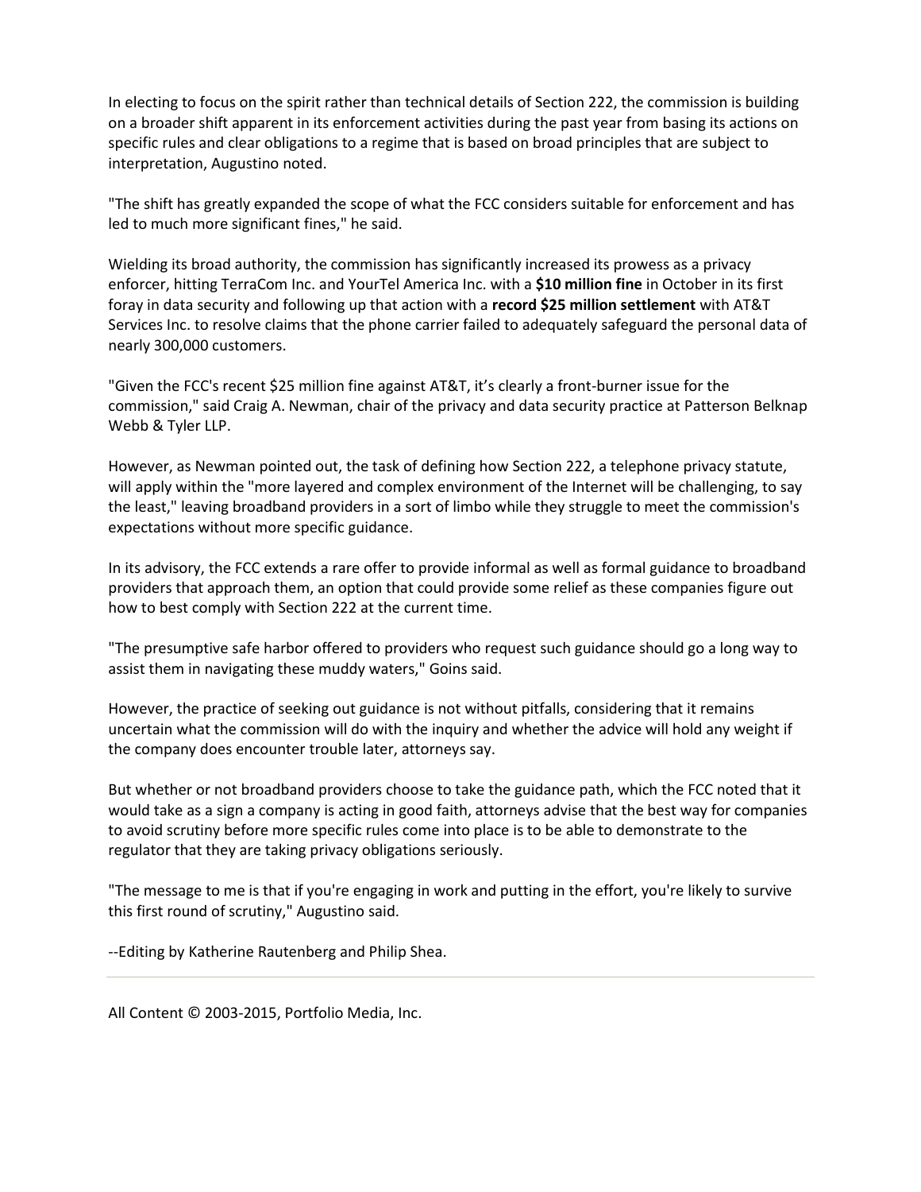In electing to focus on the spirit rather than technical details of Section 222, the commission is building on a broader shift apparent in its enforcement activities during the past year from basing its actions on specific rules and clear obligations to a regime that is based on broad principles that are subject to interpretation, Augustino noted.

"The shift has greatly expanded the scope of what the FCC considers suitable for enforcement and has led to much more significant fines," he said.

Wielding its broad authority, the commission has significantly increased its prowess as a privacy enforcer, hitting TerraCom Inc. and YourTel America Inc. with a **$10 million fine** in October in its first foray in data security and following up that action with a **record $25 million settlement** with AT&T Services Inc. to resolve claims that the phone carrier failed to adequately safeguard the personal data of nearly 300,000 customers.

"Given the FCC's recent $25 million fine against AT&T, it's clearly a front-burner issue for the commission," said Craig A. Newman, chair of the privacy and data security practice at Patterson Belknap Webb & Tyler LLP.

However, as Newman pointed out, the task of defining how Section 222, a telephone privacy statute, will apply within the "more layered and complex environment of the Internet will be challenging, to say the least," leaving broadband providers in a sort of limbo while they struggle to meet the commission's expectations without more specific guidance.

In its advisory, the FCC extends a rare offer to provide informal as well as formal guidance to broadband providers that approach them, an option that could provide some relief as these companies figure out how to best comply with Section 222 at the current time.

"The presumptive safe harbor offered to providers who request such guidance should go a long way to assist them in navigating these muddy waters," Goins said.

However, the practice of seeking out guidance is not without pitfalls, considering that it remains uncertain what the commission will do with the inquiry and whether the advice will hold any weight if the company does encounter trouble later, attorneys say.

But whether or not broadband providers choose to take the guidance path, which the FCC noted that it would take as a sign a company is acting in good faith, attorneys advise that the best way for companies to avoid scrutiny before more specific rules come into place is to be able to demonstrate to the regulator that they are taking privacy obligations seriously.

"The message to me is that if you're engaging in work and putting in the effort, you're likely to survive this first round of scrutiny," Augustino said.

--Editing by Katherine Rautenberg and Philip Shea.

---

All Content © 2003-2015, Portfolio Media, Inc.